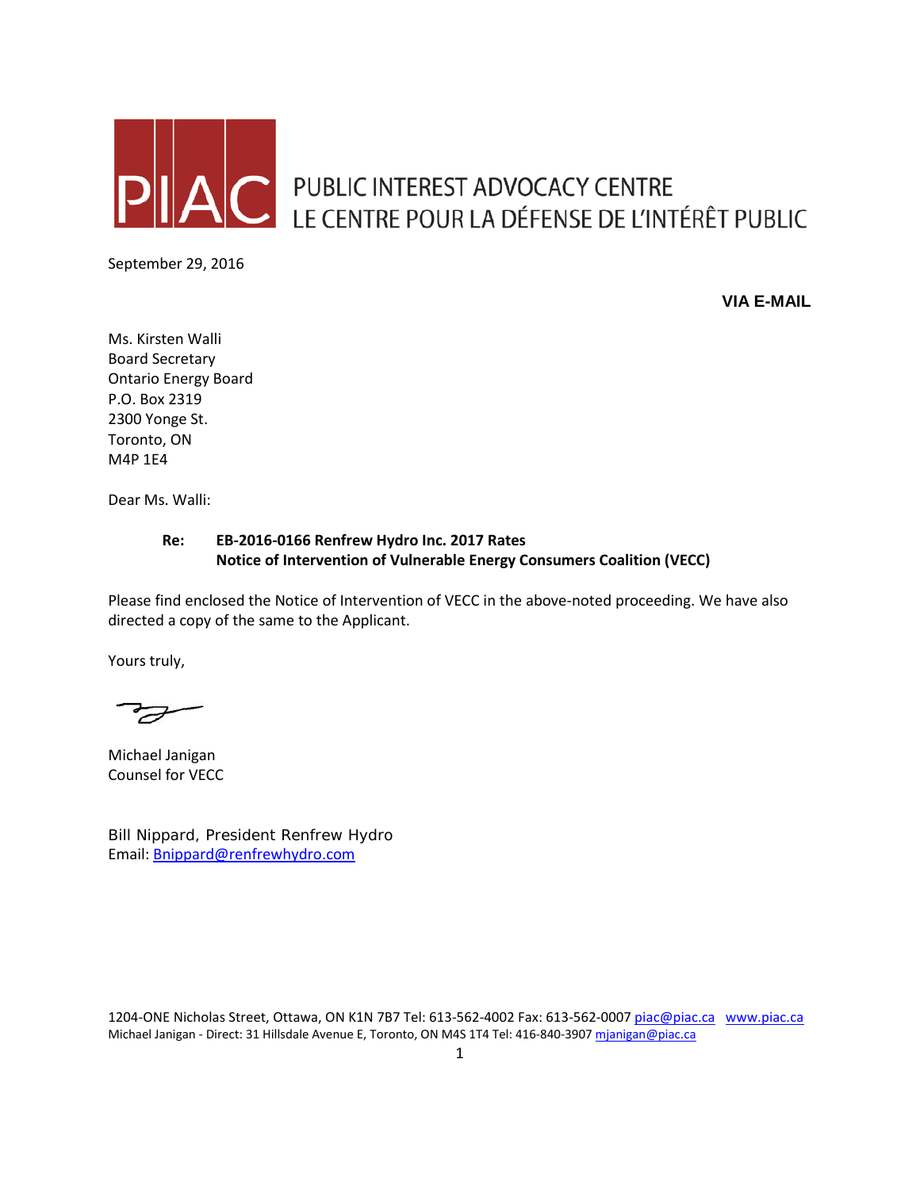PIAC PUBLIC INTEREST ADVOCACY CENTRE
LE CENTRE POUR LA DÉFENSE DE L'INTÉRÊT PUBLIC

September 29, 2016

**VIA E-MAIL**

Ms. Kirsten Walli
Board Secretary
Ontario Energy Board
P.O. Box 2319
2300 Yonge St.
Toronto, ON
M4P 1E4

Dear Ms. Walli:

**Re: EB-2016-0166 Renfrew Hydro Inc. 2017 Rates**
**Notice of Intervention of Vulnerable Energy Consumers Coalition (VECC)**

Please find enclosed the Notice of Intervention of VECC in the above-noted proceeding. We have also directed a copy of the same to the Applicant.

Yours truly,

Michael Janigan
Counsel for VECC

Bill Nippard, President Renfrew Hydro
Email: Bnippard@renfrewhydro.com

1204-ONE Nicholas Street, Ottawa, ON K1N 7B7 Tel: 613-562-4002 Fax: 613-562-0007 piac@piac.ca www.piac.ca
Michael Janigan - Direct: 31 Hillsdale Avenue E, Toronto, ON M4S 1T4 Tel: 416-840-3907 mjanigan@piac.ca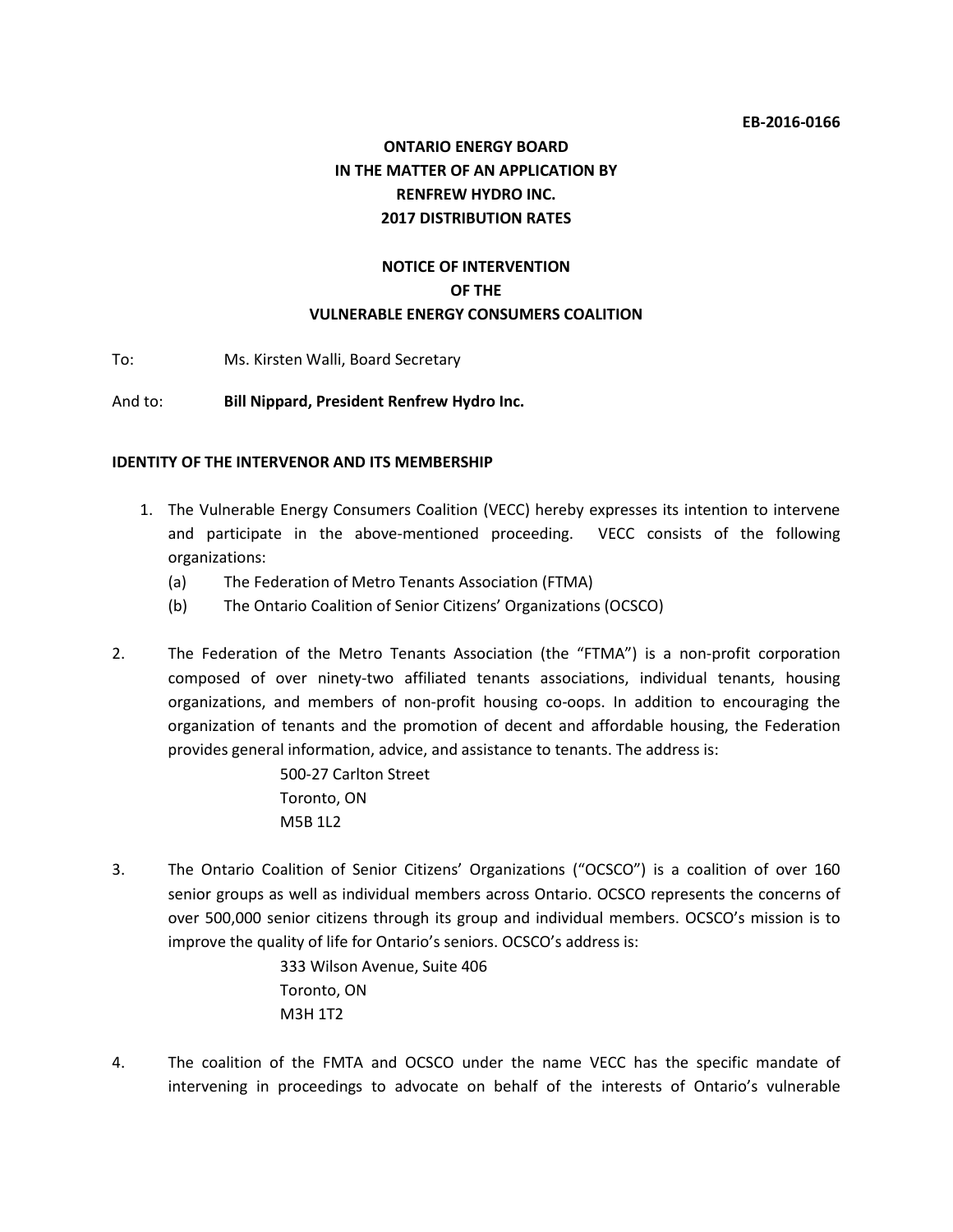EB-2016-0166

**ONTARIO ENERGY BOARD**
**IN THE MATTER OF AN APPLICATION BY**
**RENFREW HYDRO INC.**
**2017 DISTRIBUTION RATES**

**NOTICE OF INTERVENTION**
**OF THE**
**VULNERABLE ENERGY CONSUMERS COALITION**

To: Ms. Kirsten Walli, Board Secretary

And to: **Bill Nippard, President Renfrew Hydro Inc.**

**IDENTITY OF THE INTERVENOR AND ITS MEMBERSHIP**

1. The Vulnerable Energy Consumers Coalition (VECC) hereby expresses its intention to intervene and participate in the above-mentioned proceeding. VECC consists of the following organizations:
   (a) The Federation of Metro Tenants Association (FTMA)
   (b) The Ontario Coalition of Senior Citizens' Organizations (OCSCO)

2. The Federation of the Metro Tenants Association (the "FTMA") is a non-profit corporation composed of over ninety-two affiliated tenants associations, individual tenants, housing organizations, and members of non-profit housing co-oops. In addition to encouraging the organization of tenants and the promotion of decent and affordable housing, the Federation provides general information, advice, and assistance to tenants. The address is:

   500-27 Carlton Street
   Toronto, ON
   M5B 1L2

3. The Ontario Coalition of Senior Citizens' Organizations ("OCSCO") is a coalition of over 160 senior groups as well as individual members across Ontario. OCSCO represents the concerns of over 500,000 senior citizens through its group and individual members. OCSCO's mission is to improve the quality of life for Ontario's seniors. OCSCO's address is:

   333 Wilson Avenue, Suite 406
   Toronto, ON
   M3H 1T2

4. The coalition of the FMTA and OCSCO under the name VECC has the specific mandate of intervening in proceedings to advocate on behalf of the interests of Ontario's vulnerable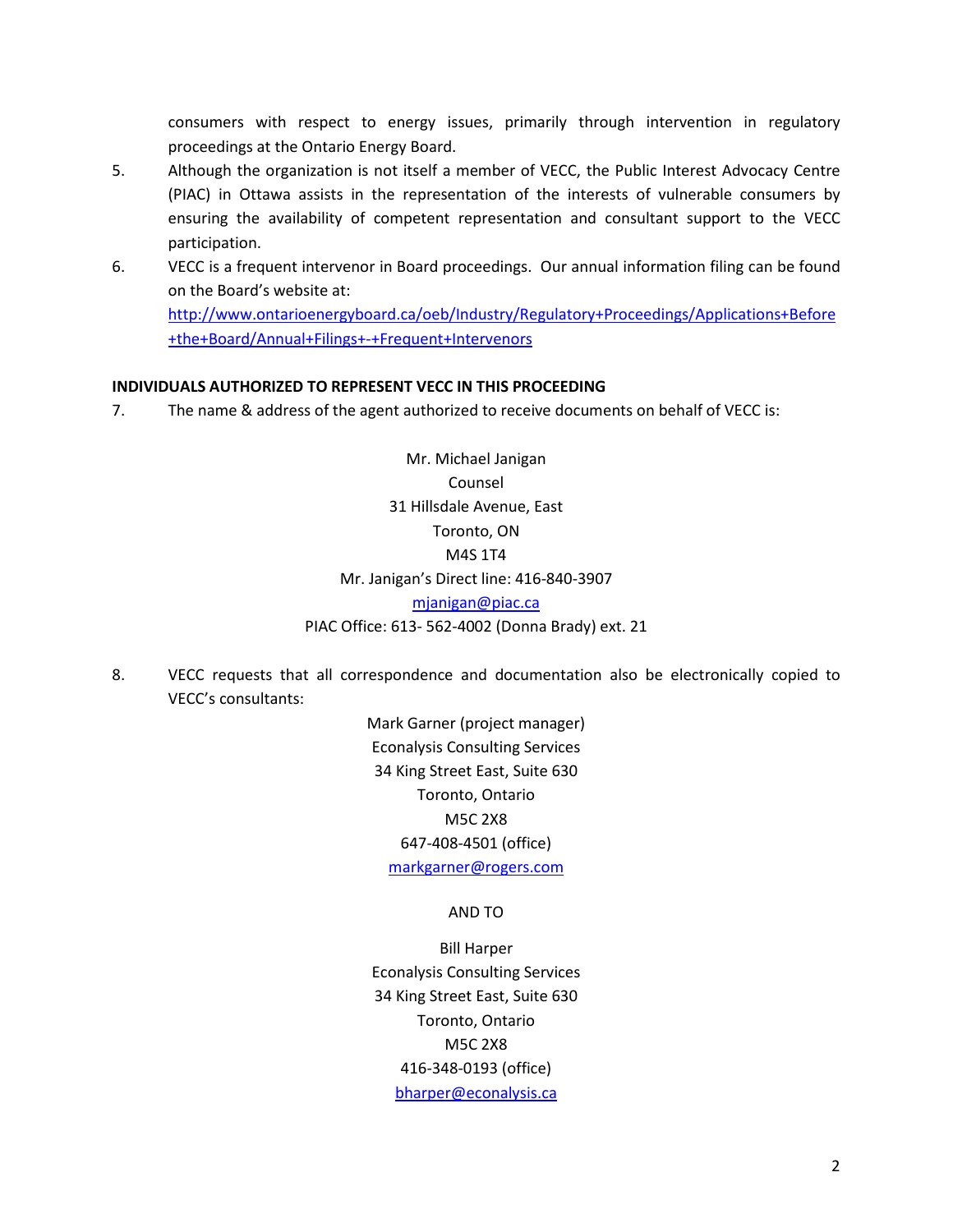consumers with respect to energy issues, primarily through intervention in regulatory proceedings at the Ontario Energy Board.

5. Although the organization is not itself a member of VECC, the Public Interest Advocacy Centre (PIAC) in Ottawa assists in the representation of the interests of vulnerable consumers by ensuring the availability of competent representation and consultant support to the VECC participation.

6. VECC is a frequent intervenor in Board proceedings. Our annual information filing can be found on the Board's website at: [http://www.ontarioenergyboard.ca/oeb/Industry/Regulatory+Proceedings/Applications+Before+the+Board/Annual+Filings+-+Frequent+Intervenors](http://www.ontarioenergyboard.ca/oeb/Industry/Regulatory+Proceedings/Applications+Before+the+Board/Annual+Filings+-+Frequent+Intervenors)

**INDIVIDUALS AUTHORIZED TO REPRESENT VECC IN THIS PROCEEDING**

7. The name & address of the agent authorized to receive documents on behalf of VECC is:

Mr. Michael Janigan  
Counsel  
31 Hillsdale Avenue, East  
Toronto, ON  
M4S 1T4  
Mr. Janigan's Direct line: 416-840-3907  
[mjanigan@piac.ca](mailto:mjanigan@piac.ca)  
PIAC Office: 613- 562-4002 (Donna Brady) ext. 21

8. VECC requests that all correspondence and documentation also be electronically copied to VECC's consultants:

Mark Garner (project manager)  
Econalysis Consulting Services  
34 King Street East, Suite 630  
Toronto, Ontario  
M5C 2X8  
647-408-4501 (office)  
[markgarner@rogers.com](mailto:markgarner@rogers.com)

AND TO

Bill Harper  
Econalysis Consulting Services  
34 King Street East, Suite 630  
Toronto, Ontario  
M5C 2X8  
416-348-0193 (office)  
[bharper@econalysis.ca](mailto:bharper@econalysis.ca)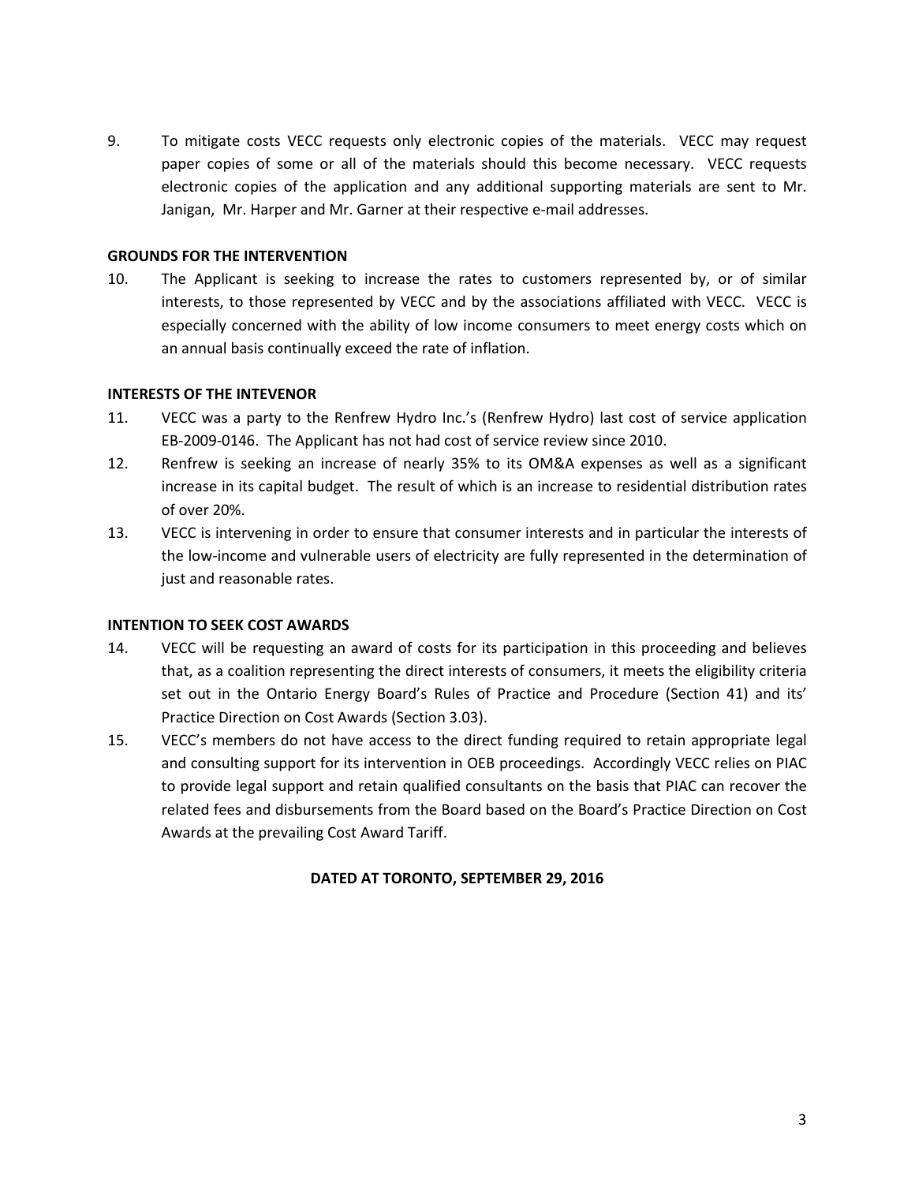9. To mitigate costs VECC requests only electronic copies of the materials. VECC may request paper copies of some or all of the materials should this become necessary. VECC requests electronic copies of the application and any additional supporting materials are sent to Mr. Janigan, Mr. Harper and Mr. Garner at their respective e-mail addresses.

**GROUNDS FOR THE INTERVENTION**

10. The Applicant is seeking to increase the rates to customers represented by, or of similar interests, to those represented by VECC and by the associations affiliated with VECC. VECC is especially concerned with the ability of low income consumers to meet energy costs which on an annual basis continually exceed the rate of inflation.

**INTERESTS OF THE INTEVENOR**

11. VECC was a party to the Renfrew Hydro Inc.'s (Renfrew Hydro) last cost of service application EB-2009-0146. The Applicant has not had cost of service review since 2010.
12. Renfrew is seeking an increase of nearly 35% to its OM&A expenses as well as a significant increase in its capital budget. The result of which is an increase to residential distribution rates of over 20%.
13. VECC is intervening in order to ensure that consumer interests and in particular the interests of the low-income and vulnerable users of electricity are fully represented in the determination of just and reasonable rates.

**INTENTION TO SEEK COST AWARDS**

14. VECC will be requesting an award of costs for its participation in this proceeding and believes that, as a coalition representing the direct interests of consumers, it meets the eligibility criteria set out in the Ontario Energy Board's Rules of Practice and Procedure (Section 41) and its' Practice Direction on Cost Awards (Section 3.03).
15. VECC's members do not have access to the direct funding required to retain appropriate legal and consulting support for its intervention in OEB proceedings. Accordingly VECC relies on PIAC to provide legal support and retain qualified consultants on the basis that PIAC can recover the related fees and disbursements from the Board based on the Board's Practice Direction on Cost Awards at the prevailing Cost Award Tariff.

**DATED AT TORONTO, SEPTEMBER 29, 2016**